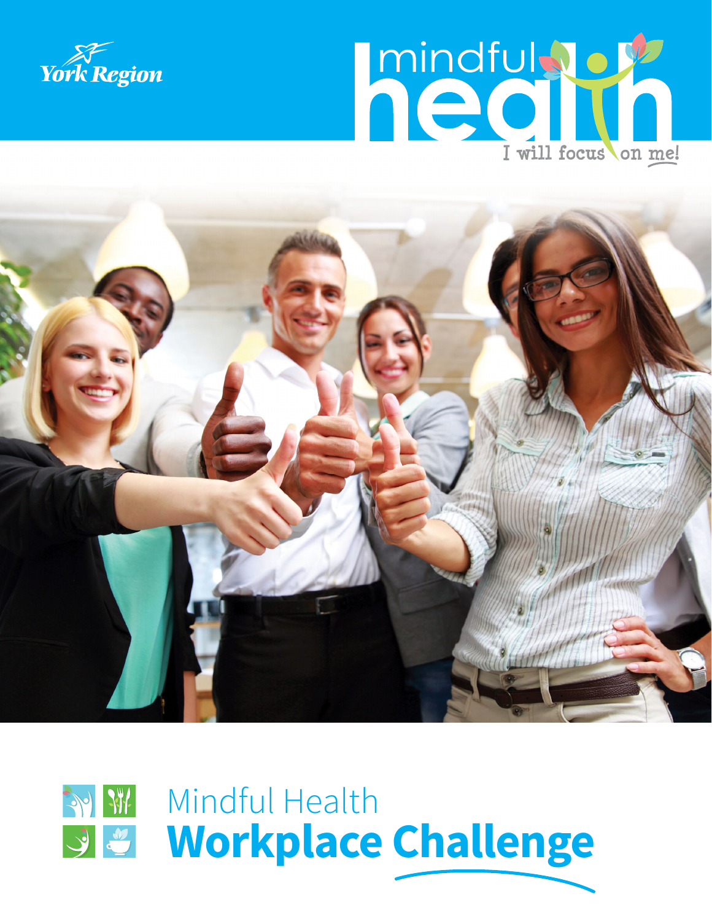York Region

mindful health

I will focus on me!

# Mindful Health
# Workplace Challenge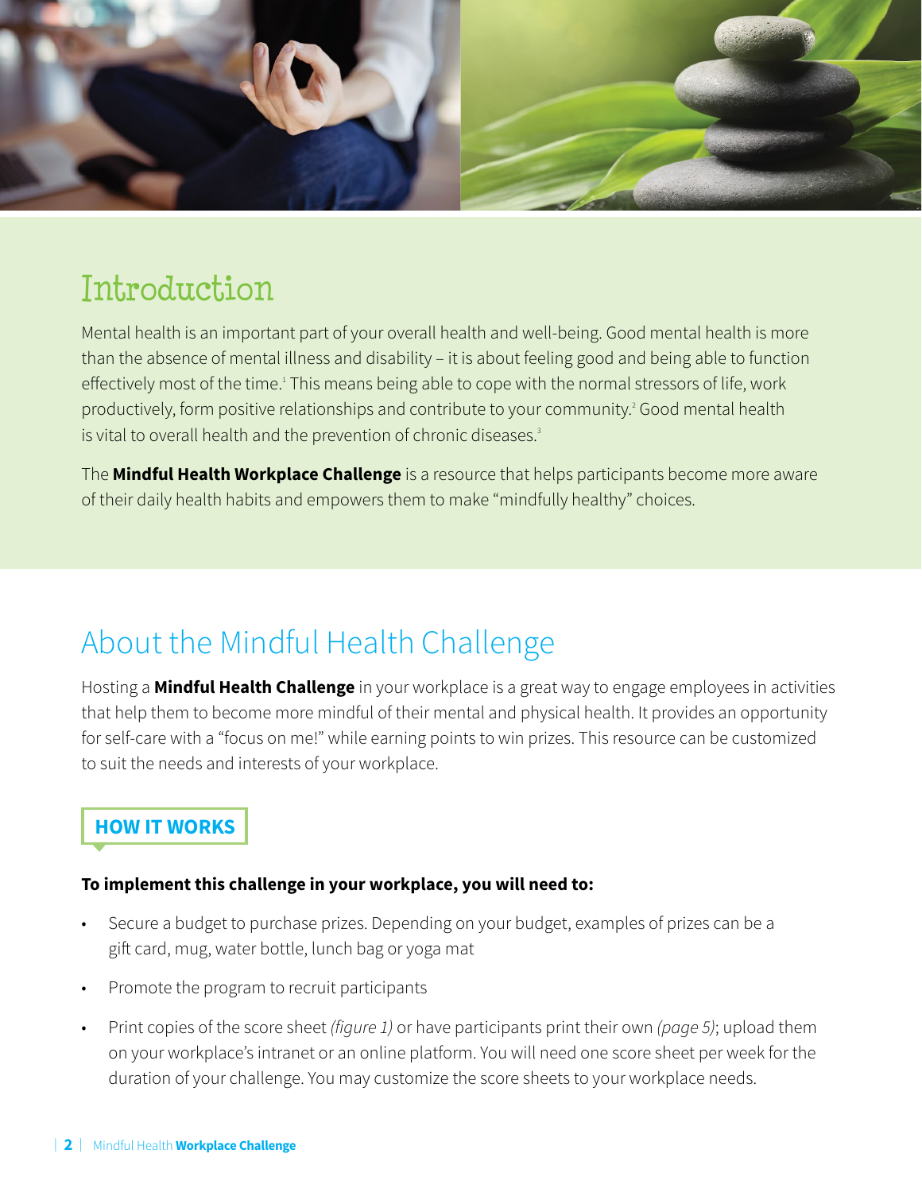## Introduction

Mental health is an important part of your overall health and well-being. Good mental health is more than the absence of mental illness and disability – it is about feeling good and being able to function effectively most of the time.[1] This means being able to cope with the normal stressors of life, work productively, form positive relationships and contribute to your community.[2] Good mental health is vital to overall health and the prevention of chronic diseases.[3]

The **Mindful Health Workplace Challenge** is a resource that helps participants become more aware of their daily health habits and empowers them to make "mindfully healthy" choices.

## About the Mindful Health Challenge

Hosting a **Mindful Health Challenge** in your workplace is a great way to engage employees in activities that help them to become more mindful of their mental and physical health. It provides an opportunity for self-care with a "focus on me!" while earning points to win prizes. This resource can be customized to suit the needs and interests of your workplace.

### HOW IT WORKS

**To implement this challenge in your workplace, you will need to:**

- Secure a budget to purchase prizes. Depending on your budget, examples of prizes can be a gift card, mug, water bottle, lunch bag or yoga mat
- Promote the program to recruit participants
- Print copies of the score sheet *(figure 1)* or have participants print their own *(page 5)*; upload them on your workplace's intranet or an online platform. You will need one score sheet per week for the duration of your challenge. You may customize the score sheets to your workplace needs.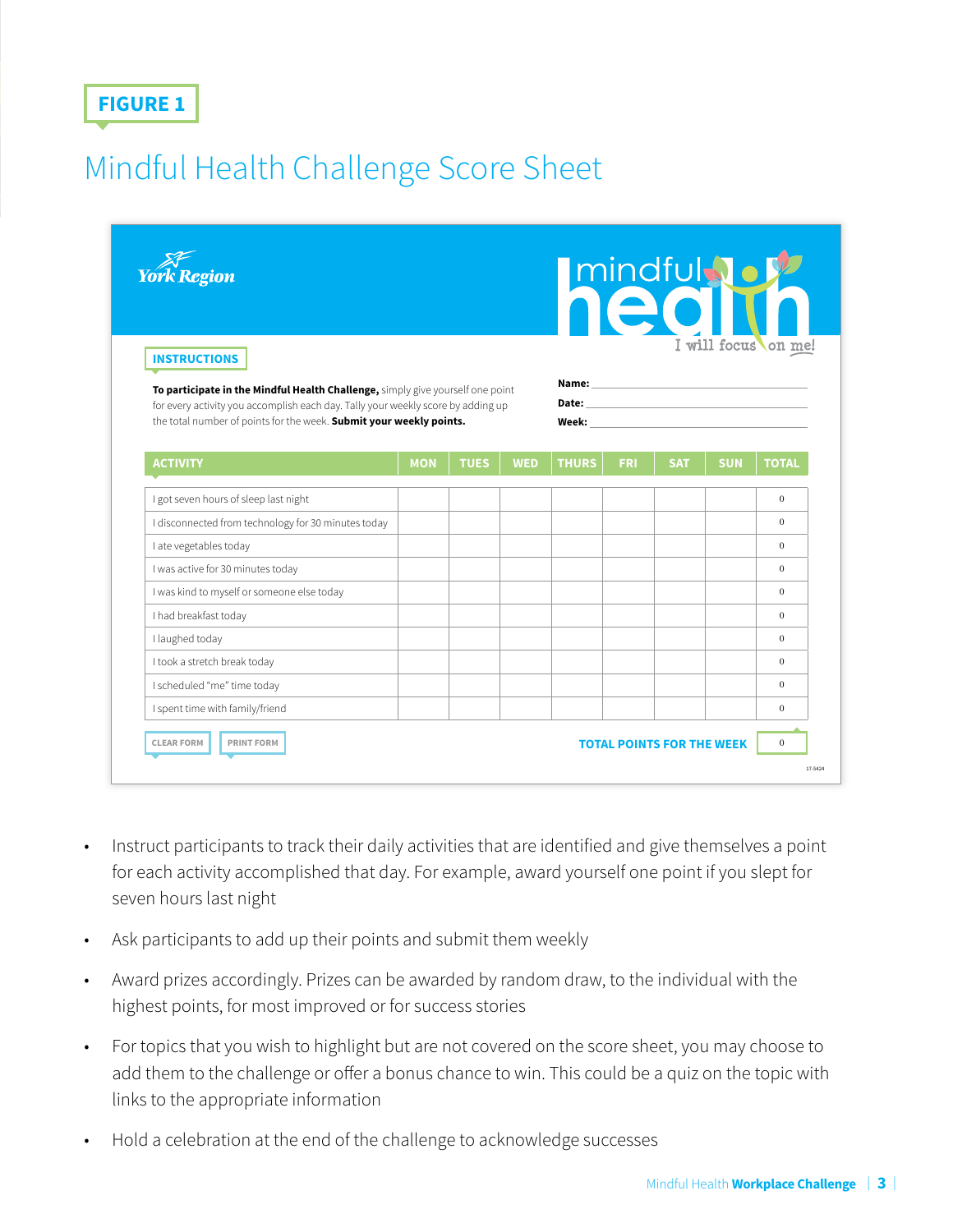FIGURE 1

# Mindful Health Challenge Score Sheet

York Region

mindful health — I will focus on me!

INSTRUCTIONS

**To participate in the Mindful Health Challenge,** simply give yourself one point for every activity you accomplish each day. Tally your weekly score by adding up the total number of points for the week. **Submit your weekly points.**

**Name:** ______________________

**Date:** ______________________

**Week:** ______________________

| ACTIVITY | MON | TUES | WED | THURS | FRI | SAT | SUN | TOTAL |
|---|---|---|---|---|---|---|---|---|
| I got seven hours of sleep last night | | | | | | | | 0 |
| I disconnected from technology for 30 minutes today | | | | | | | | 0 |
| I ate vegetables today | | | | | | | | 0 |
| I was active for 30 minutes today | | | | | | | | 0 |
| I was kind to myself or someone else today | | | | | | | | 0 |
| I had breakfast today | | | | | | | | 0 |
| I laughed today | | | | | | | | 0 |
| I took a stretch break today | | | | | | | | 0 |
| I scheduled "me" time today | | | | | | | | 0 |
| I spent time with family/friend | | | | | | | | 0 |

CLEAR FORM   PRINT FORM

**TOTAL POINTS FOR THE WEEK** 0

17-5424

- Instruct participants to track their daily activities that are identified and give themselves a point for each activity accomplished that day. For example, award yourself one point if you slept for seven hours last night
- Ask participants to add up their points and submit them weekly
- Award prizes accordingly. Prizes can be awarded by random draw, to the individual with the highest points, for most improved or for success stories
- For topics that you wish to highlight but are not covered on the score sheet, you may choose to add them to the challenge or offer a bonus chance to win. This could be a quiz on the topic with links to the appropriate information
- Hold a celebration at the end of the challenge to acknowledge successes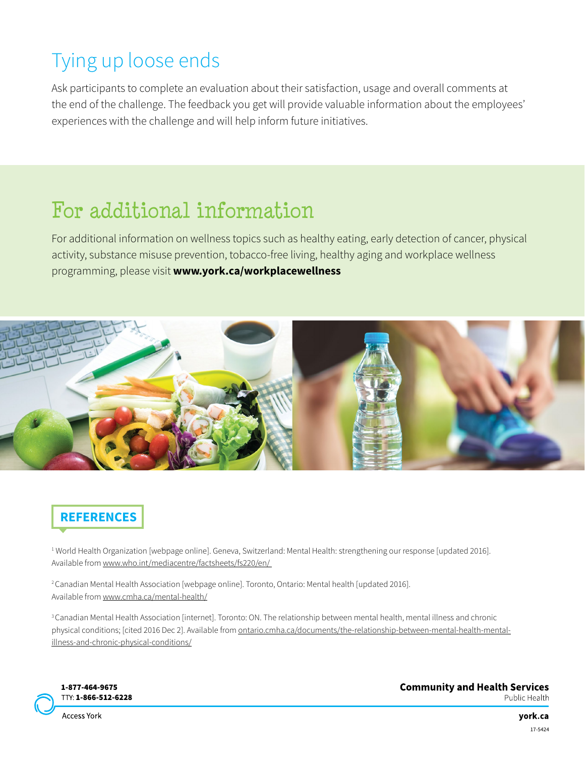## Tying up loose ends

Ask participants to complete an evaluation about their satisfaction, usage and overall comments at the end of the challenge. The feedback you get will provide valuable information about the employees' experiences with the challenge and will help inform future initiatives.

## For additional information

For additional information on wellness topics such as healthy eating, early detection of cancer, physical activity, substance misuse prevention, tobacco-free living, healthy aging and workplace wellness programming, please visit **www.york.ca/workplacewellness**

### REFERENCES

[1] World Health Organization [webpage online]. Geneva, Switzerland: Mental Health: strengthening our response [updated 2016]. Available from www.who.int/mediacentre/factsheets/fs220/en/

[2] Canadian Mental Health Association [webpage online]. Toronto, Ontario: Mental health [updated 2016]. Available from www.cmha.ca/mental-health/

[3] Canadian Mental Health Association [internet]. Toronto: ON. The relationship between mental health, mental illness and chronic physical conditions; [cited 2016 Dec 2]. Available from ontario.cmha.ca/documents/the-relationship-between-mental-health-mental-illness-and-chronic-physical-conditions/

**1-877-464-9675**
TTY: **1-866-512-6228**
Access York

**Community and Health Services**
Public Health

**york.ca**

17-5424